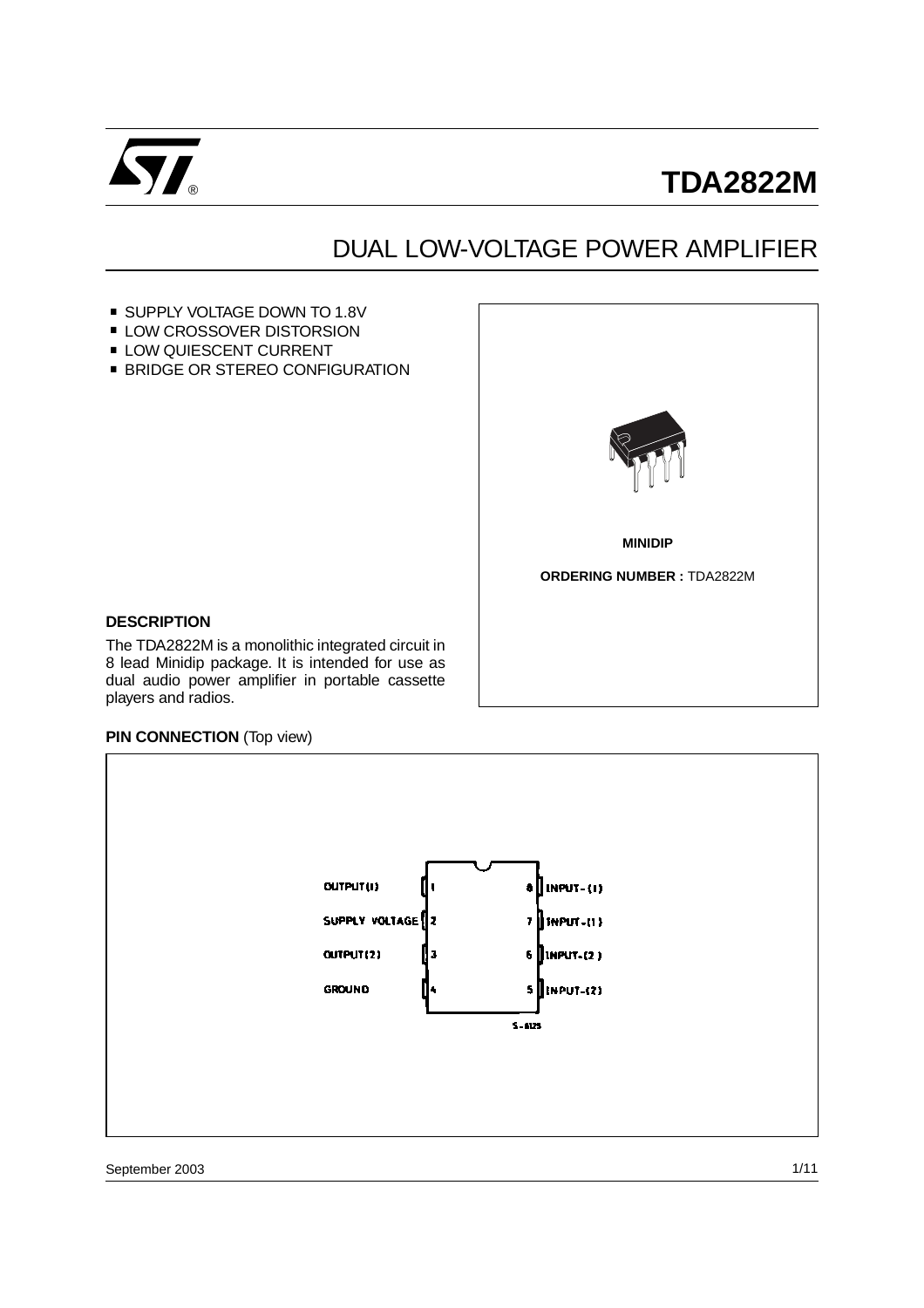# TDA2822M

## DUAL LOW-VOLTAGE POWER AMPLIFIER

- SUPPLY VOLTAGE DOWN TO 1.8V
- LOW CROSSOVER DISTORSION
- LOW QUIESCENT CURRENT
- BRIDGE OR STEREO CONFIGURATION

MINIDIP

**ORDERING NUMBER :** TDA2822M

### DESCRIPTION

The TDA2822M is a monolithic integrated circuit in 8 lead Minidip package. It is intended for use as dual audio power amplifier in portable cassette players and radios.

### PIN CONNECTION (Top view)

| Pin | Function | Pin | Function |
|---|---|---|---|
| 1 | OUTPUT(1) | 8 | INPUT-(1) |
| 2 | SUPPLY VOLTAGE | 7 | INPUT-(1) |
| 3 | OUTPUT(2) | 6 | INPUT-(2) |
| 4 | GROUND | 5 | INPUT-(2) |

S-8125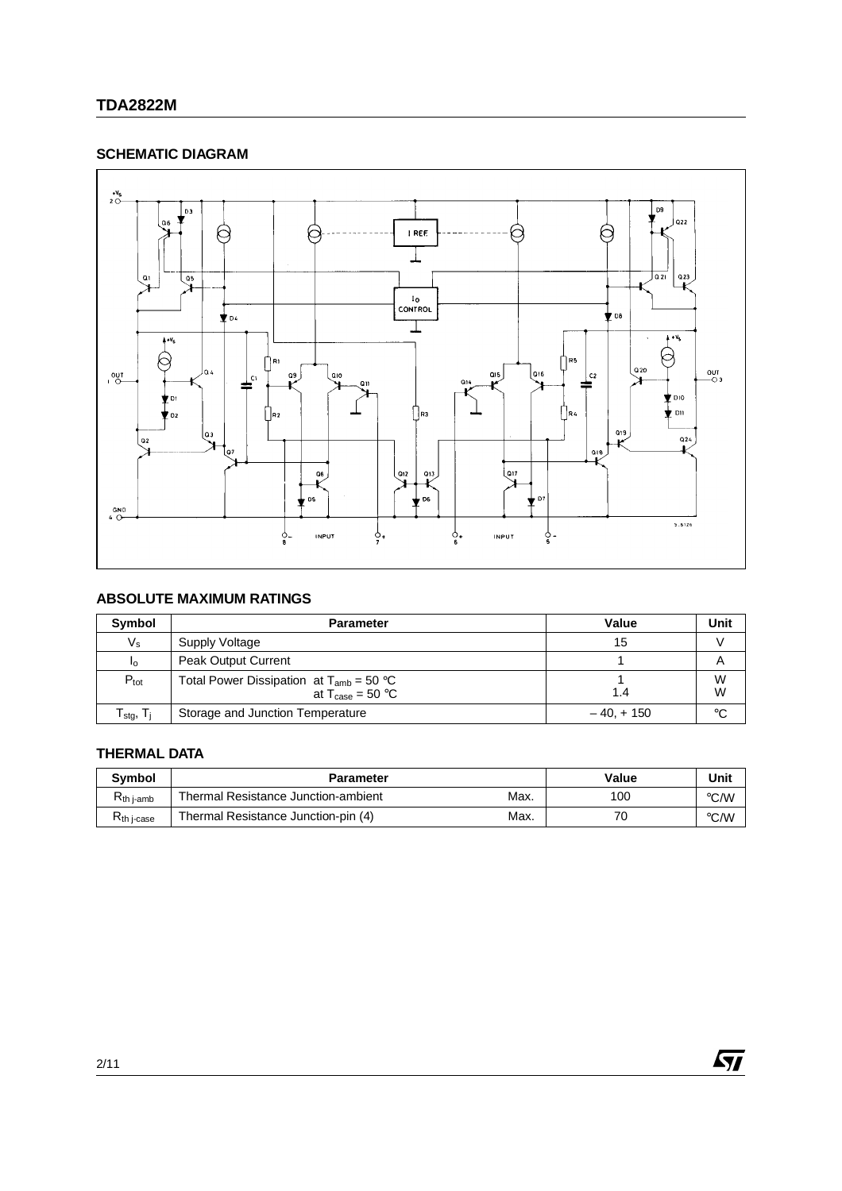## SCHEMATIC DIAGRAM

## ABSOLUTE MAXIMUM RATINGS

| Symbol | Parameter | Value | Unit |
|---|---|---|---|
| $V_s$ | Supply Voltage | 15 | V |
| $I_o$ | Peak Output Current | 1 | A |
| $P_{tot}$ | Total Power Dissipation at $T_{amb}$ = 50 °C<br>at $T_{case}$ = 50 °C | 1<br>1.4 | W<br>W |
| $T_{stg}$, $T_j$ | Storage and Junction Temperature | – 40, + 150 | °C |

## THERMAL DATA

| Symbol | Parameter | | Value | Unit |
|---|---|---|---|---|
| $R_{th\ j\text{-}amb}$ | Thermal Resistance Junction-ambient | Max. | 100 | °C/W |
| $R_{th\ j\text{-}case}$ | Thermal Resistance Junction-pin (4) | Max. | 70 | °C/W |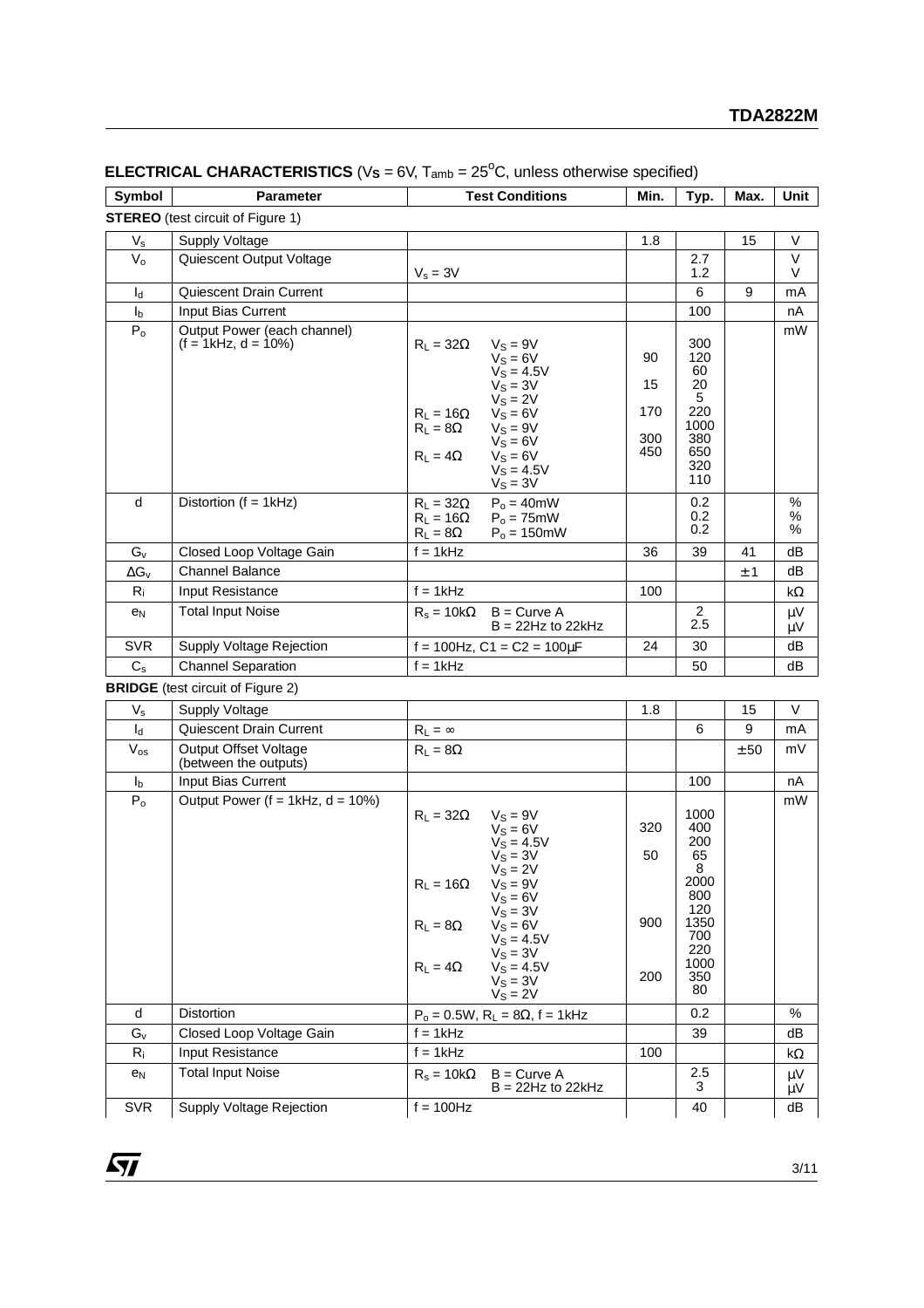**ELECTRICAL CHARACTERISTICS** ($V_S$ = 6V, $T_{amb}$ = 25°C, unless otherwise specified)

| Symbol | Parameter | Test Conditions | Min. | Typ. | Max. | Unit |
|---|---|---|---|---|---|---|
| **STEREO** (test circuit of Figure 1) | | | | | | |
| $V_s$ | Supply Voltage | | 1.8 | | 15 | V |
| $V_o$ | Quiescent Output Voltage | | | 2.7 | | V |
| | | $V_s$ = 3V | | 1.2 | | V |
| $I_d$ | Quiescent Drain Current | | | 6 | 9 | mA |
| $I_b$ | Input Bias Current | | | 100 | | nA |
| $P_o$ | Output Power (each channel) (f = 1kHz, d = 10%) | $R_L$ = 32Ω, $V_S$ = 9V | | 300 | | mW |
| | | $V_S$ = 6V | 90 | 120 | | |
| | | $V_S$ = 4.5V | | 60 | | |
| | | $V_S$ = 3V | 15 | 20 | | |
| | | $V_S$ = 2V | | 5 | | |
| | | $R_L$ = 16Ω, $V_S$ = 6V | 170 | 220 | | |
| | | $R_L$ = 8Ω, $V_S$ = 9V | | 1000 | | |
| | | $V_S$ = 6V | 300 | 380 | | |
| | | $R_L$ = 4Ω, $V_S$ = 6V | 450 | 650 | | |
| | | $V_S$ = 4.5V | | 320 | | |
| | | $V_S$ = 3V | | 110 | | |
| d | Distortion (f = 1kHz) | $R_L$ = 32Ω, $P_o$ = 40mW | | 0.2 | | % |
| | | $R_L$ = 16Ω, $P_o$ = 75mW | | 0.2 | | % |
| | | $R_L$ = 8Ω, $P_o$ = 150mW | | 0.2 | | % |
| $G_v$ | Closed Loop Voltage Gain | f = 1kHz | 36 | 39 | 41 | dB |
| $\Delta G_v$ | Channel Balance | | | | ±1 | dB |
| $R_i$ | Input Resistance | f = 1kHz | 100 | | | kΩ |
| $e_N$ | Total Input Noise | $R_s$ = 10kΩ, B = Curve A | | 2 | | µV |
| | | B = 22Hz to 22kHz | | 2.5 | | µV |
| SVR | Supply Voltage Rejection | f = 100Hz, C1 = C2 = 100µF | 24 | 30 | | dB |
| $C_s$ | Channel Separation | f = 1kHz | | 50 | | dB |
| **BRIDGE** (test circuit of Figure 2) | | | | | | |
| $V_s$ | Supply Voltage | | 1.8 | | 15 | V |
| $I_d$ | Quiescent Drain Current | $R_L$ = ∞ | | 6 | 9 | mA |
| $V_{os}$ | Output Offset Voltage (between the outputs) | $R_L$ = 8Ω | | | ±50 | mV |
| $I_b$ | Input Bias Current | | | 100 | | nA |
| $P_o$ | Output Power (f = 1kHz, d = 10%) | $R_L$ = 32Ω, $V_S$ = 9V | | 1000 | | mW |
| | | $V_S$ = 6V | 320 | 400 | | |
| | | $V_S$ = 4.5V | | 200 | | |
| | | $V_S$ = 3V | 50 | 65 | | |
| | | $V_S$ = 2V | | 8 | | |
| | | $R_L$ = 16Ω, $V_S$ = 9V | | 2000 | | |
| | | $V_S$ = 6V | | 800 | | |
| | | $V_S$ = 3V | | 120 | | |
| | | $R_L$ = 8Ω, $V_S$ = 6V | 900 | 1350 | | |
| | | $V_S$ = 4.5V | | 700 | | |
| | | $V_S$ = 3V | | 220 | | |
| | | $R_L$ = 4Ω, $V_S$ = 4.5V | | 1000 | | |
| | | $V_S$ = 3V | 200 | 350 | | |
| | | $V_S$ = 2V | | 80 | | |
| d | Distortion | $P_o$ = 0.5W, $R_L$ = 8Ω, f = 1kHz | | 0.2 | | % |
| $G_v$ | Closed Loop Voltage Gain | f = 1kHz | | 39 | | dB |
| $R_i$ | Input Resistance | f = 1kHz | 100 | | | kΩ |
| $e_N$ | Total Input Noise | $R_s$ = 10kΩ, B = Curve A | | 2.5 | | µV |
| | | B = 22Hz to 22kHz | | 3 | | µV |
| SVR | Supply Voltage Rejection | f = 100Hz | | 40 | | dB |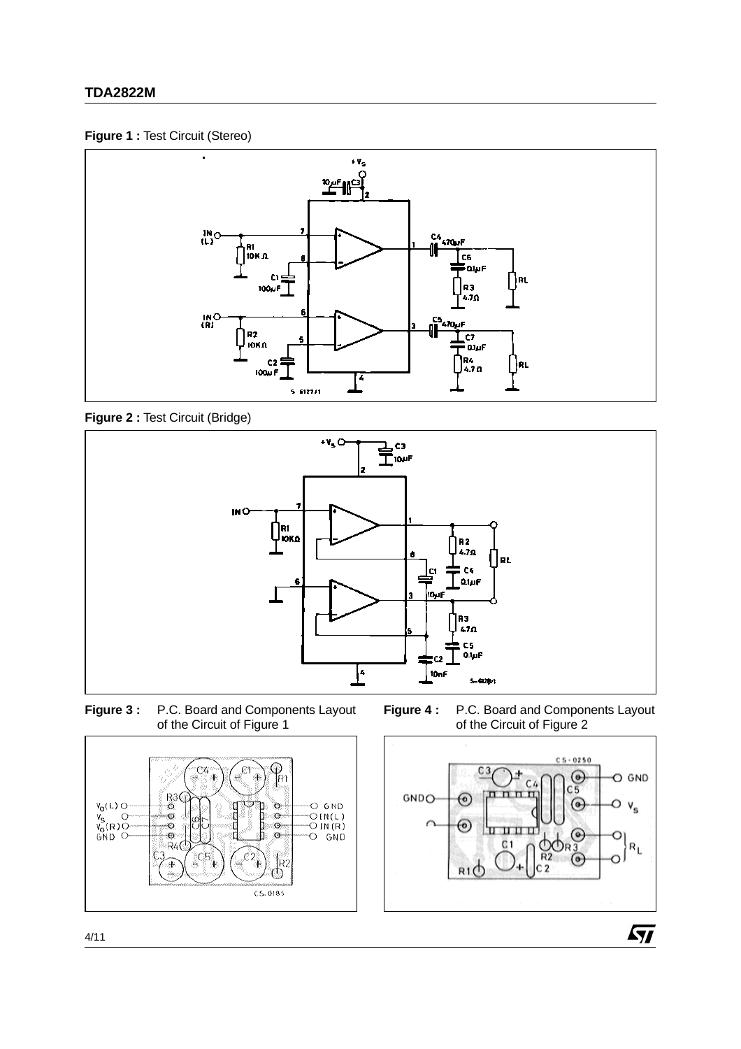**Figure 1 :** Test Circuit (Stereo)

**Figure 2 :** Test Circuit (Bridge)

**Figure 3 :** P.C. Board and Components Layout of the Circuit of Figure 1

**Figure 4 :** P.C. Board and Components Layout of the Circuit of Figure 2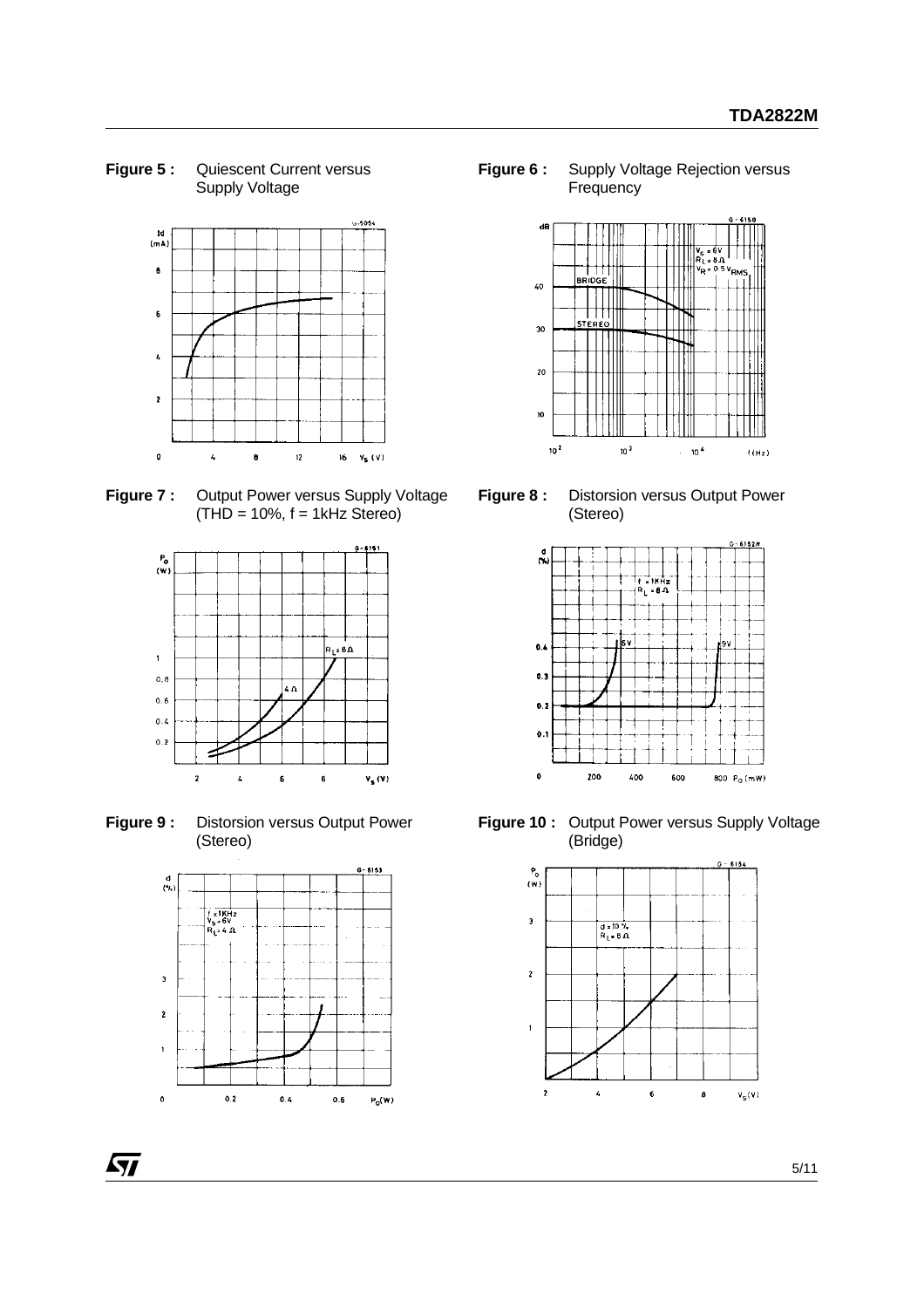**Figure 5 :** Quiescent Current versus Supply Voltage

**Figure 6 :** Supply Voltage Rejection versus Frequency

**Figure 7 :** Output Power versus Supply Voltage (THD = 10%, f = 1kHz Stereo)

**Figure 8 :** Distorsion versus Output Power (Stereo)

**Figure 9 :** Distorsion versus Output Power (Stereo)

**Figure 10 :** Output Power versus Supply Voltage (Bridge)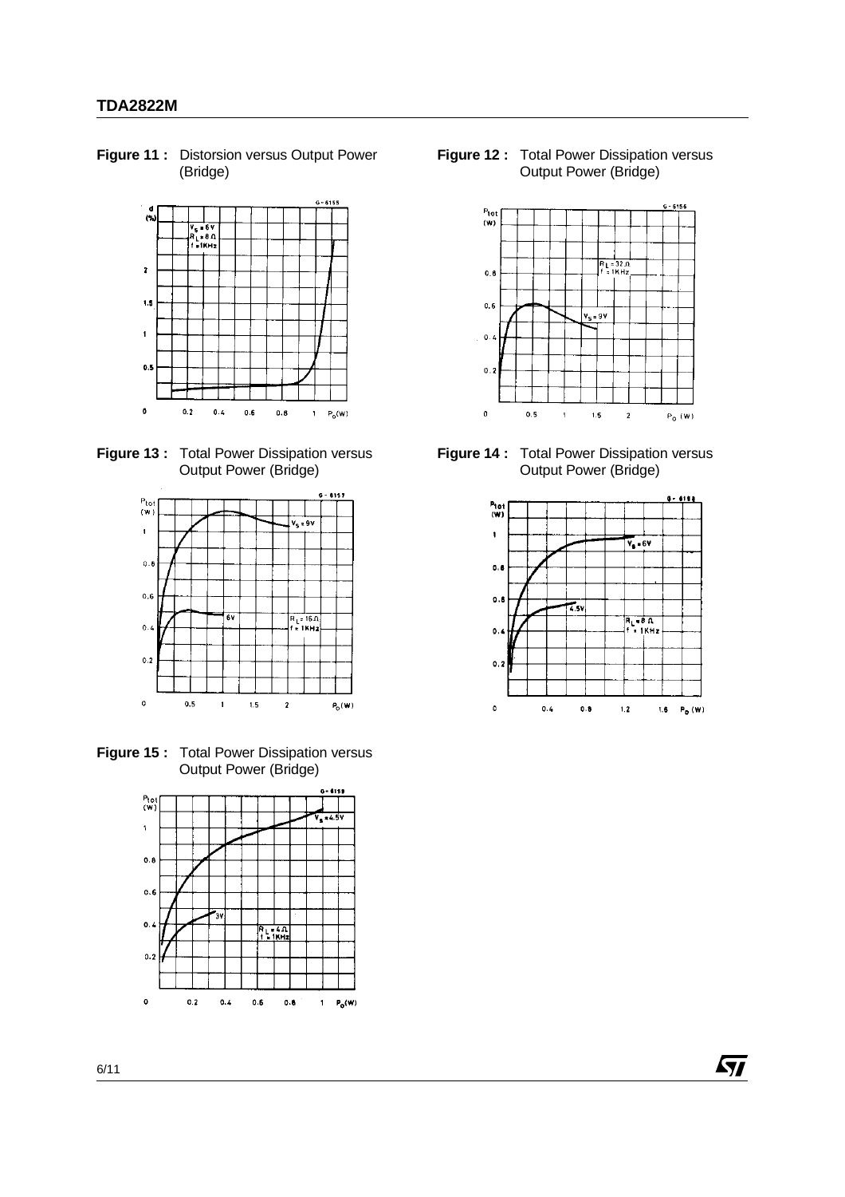**Figure 11 :** Distorsion versus Output Power (Bridge)

**Figure 12 :** Total Power Dissipation versus Output Power (Bridge)

**Figure 13 :** Total Power Dissipation versus Output Power (Bridge)

**Figure 14 :** Total Power Dissipation versus Output Power (Bridge)

**Figure 15 :** Total Power Dissipation versus Output Power (Bridge)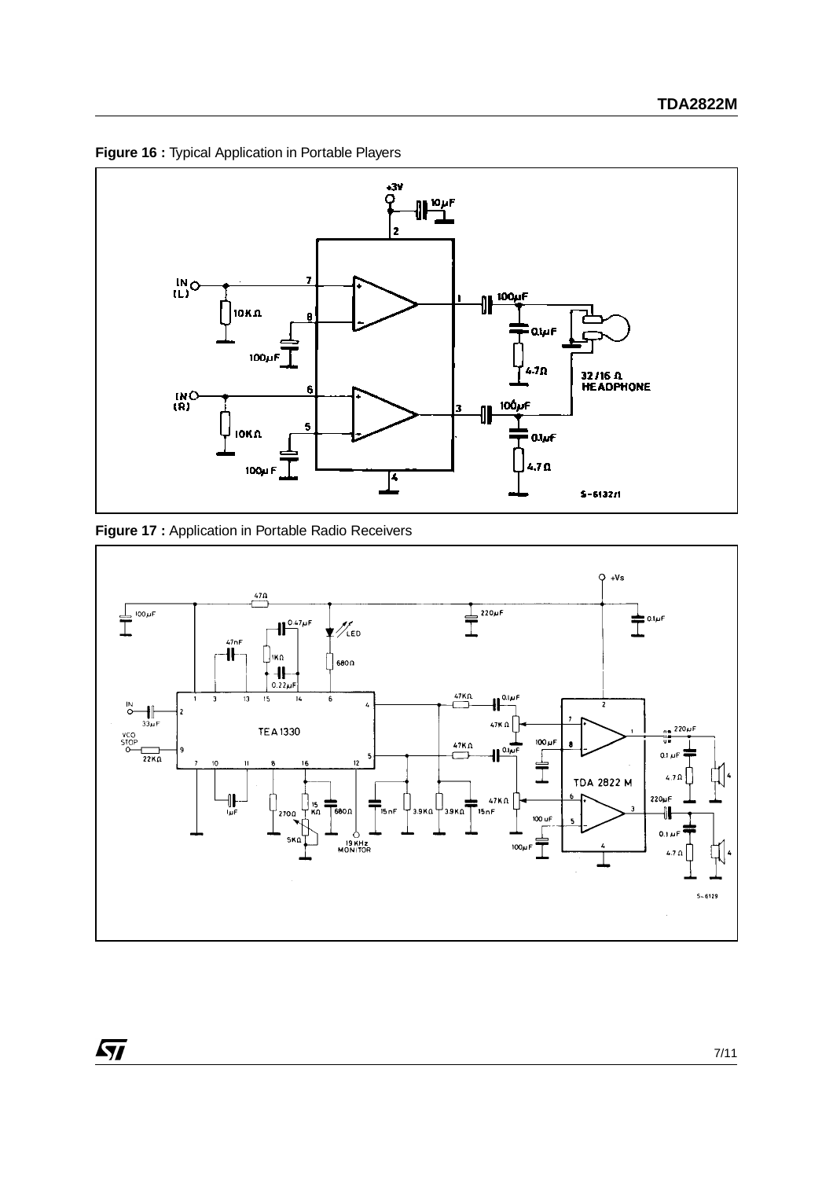**Figure 16 :** Typical Application in Portable Players

**Figure 17 :** Application in Portable Radio Receivers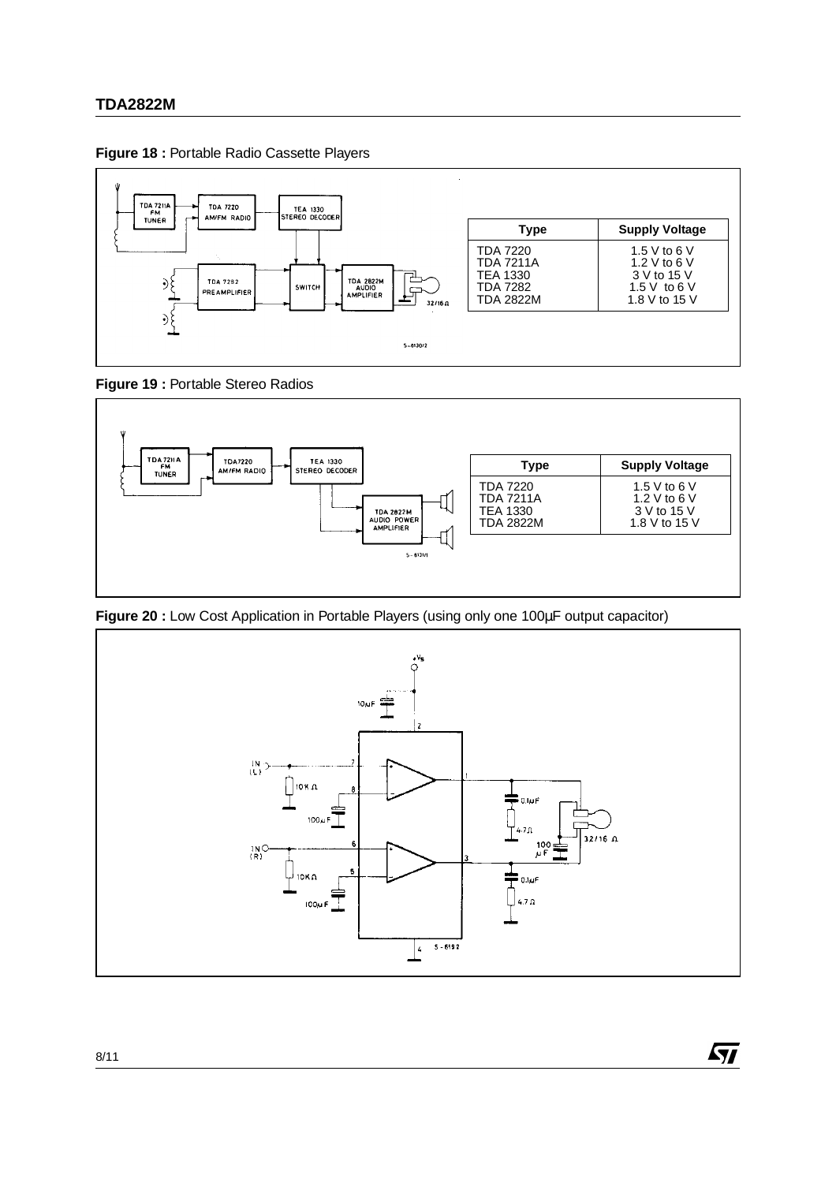**Figure 18 :** Portable Radio Cassette Players

| Type | Supply Voltage |
| --- | --- |
| TDA 7220 | 1.5 V to 6 V |
| TDA 7211A | 1.2 V to 6 V |
| TEA 1330 | 3 V to 15 V |
| TDA 7282 | 1.5 V to 6 V |
| TDA 2822M | 1.8 V to 15 V |

**Figure 19 :** Portable Stereo Radios

| Type | Supply Voltage |
| --- | --- |
| TDA 7220 | 1.5 V to 6 V |
| TDA 7211A | 1.2 V to 6 V |
| TEA 1330 | 3 V to 15 V |
| TDA 2822M | 1.8 V to 15 V |

**Figure 20 :** Low Cost Application in Portable Players (using only one 100µF output capacitor)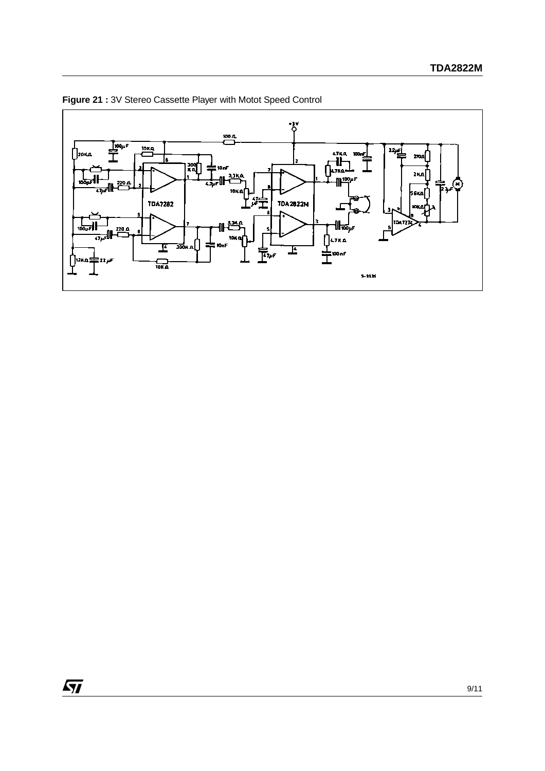**Figure 21 :** 3V Stereo Cassette Player with Motot Speed Control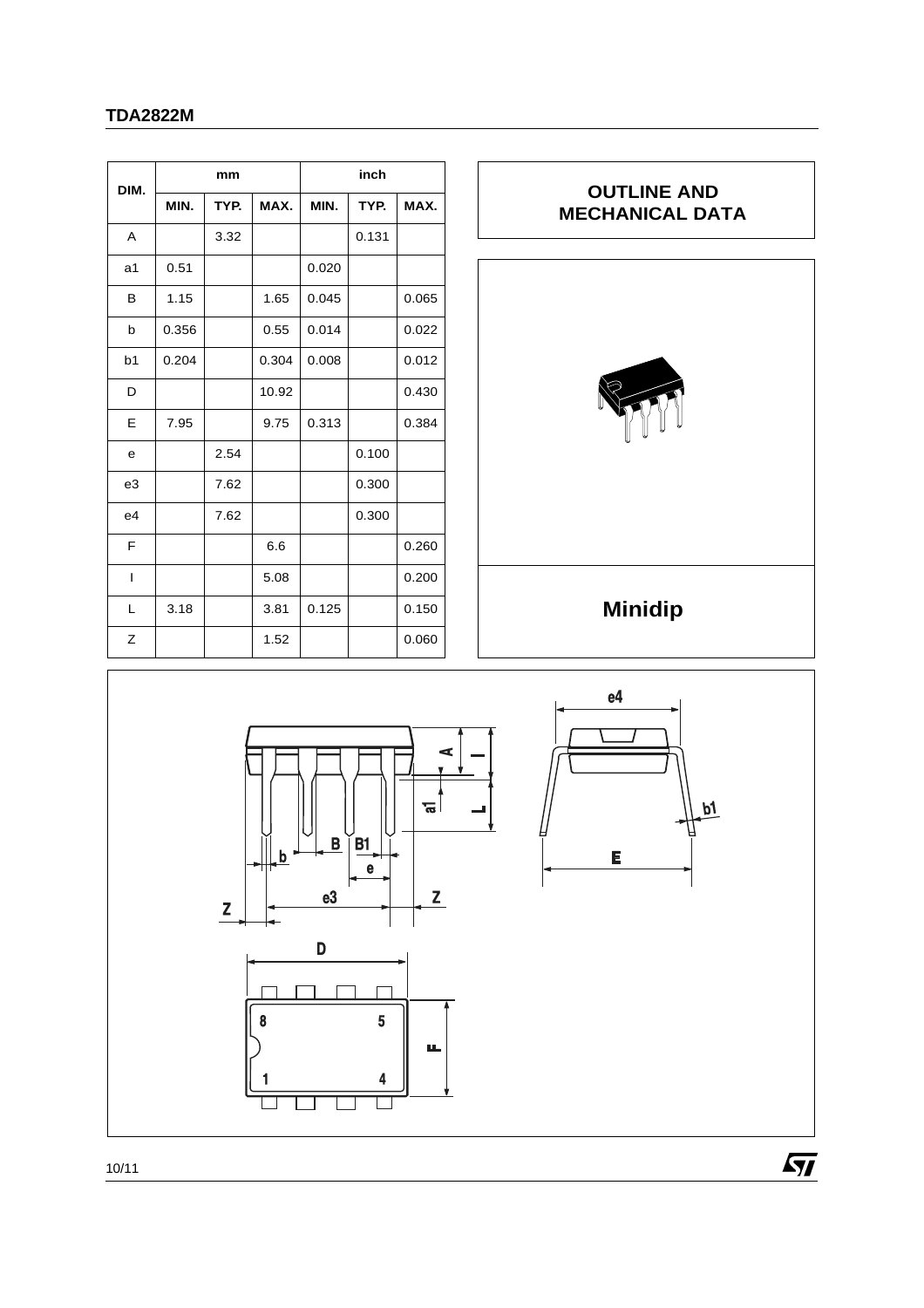| DIM. | mm | | | inch | | |
|---|---|---|---|---|---|---|
| | MIN. | TYP. | MAX. | MIN. | TYP. | MAX. |
| A | | 3.32 | | | 0.131 | |
| a1 | 0.51 | | | 0.020 | | |
| B | 1.15 | | 1.65 | 0.045 | | 0.065 |
| b | 0.356 | | 0.55 | 0.014 | | 0.022 |
| b1 | 0.204 | | 0.304 | 0.008 | | 0.012 |
| D | | | 10.92 | | | 0.430 |
| E | 7.95 | | 9.75 | 0.313 | | 0.384 |
| e | | 2.54 | | | 0.100 | |
| e3 | | 7.62 | | | 0.300 | |
| e4 | | 7.62 | | | 0.300 | |
| F | | | 6.6 | | | 0.260 |
| I | | | 5.08 | | | 0.200 |
| L | 3.18 | | 3.81 | 0.125 | | 0.150 |
| Z | | | 1.52 | | | 0.060 |

## OUTLINE AND MECHANICAL DATA

**Minidip**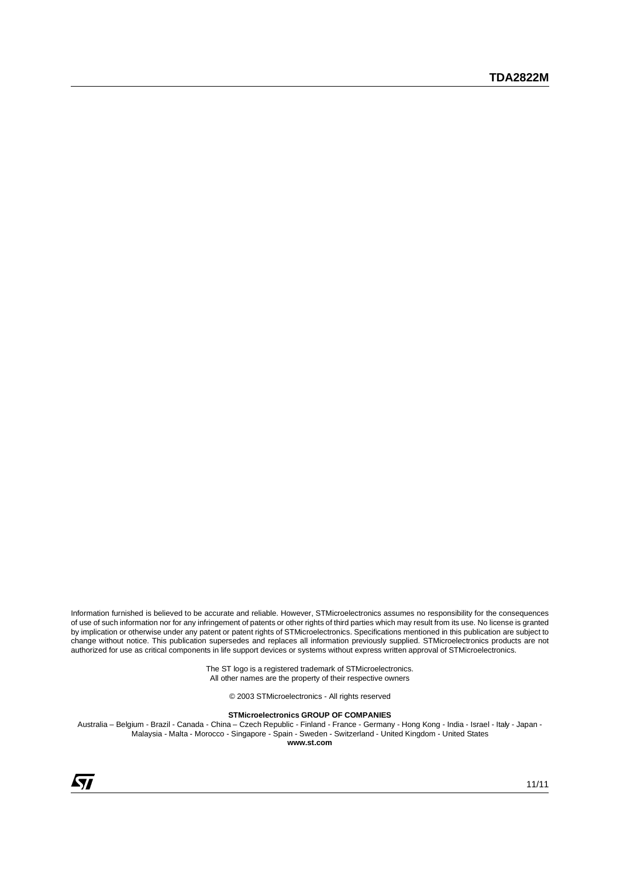Information furnished is believed to be accurate and reliable. However, STMicroelectronics assumes no responsibility for the consequences of use of such information nor for any infringement of patents or other rights of third parties which may result from its use. No license is granted by implication or otherwise under any patent or patent rights of STMicroelectronics. Specifications mentioned in this publication are subject to change without notice. This publication supersedes and replaces all information previously supplied. STMicroelectronics products are not authorized for use as critical components in life support devices or systems without express written approval of STMicroelectronics.

The ST logo is a registered trademark of STMicroelectronics.
All other names are the property of their respective owners

© 2003 STMicroelectronics - All rights reserved

**STMicroelectronics GROUP OF COMPANIES**

Australia – Belgium - Brazil - Canada - China – Czech Republic - Finland - France - Germany - Hong Kong - India - Israel - Italy - Japan - Malaysia - Malta - Morocco - Singapore - Spain - Sweden - Switzerland - United Kingdom - United States

**www.st.com**